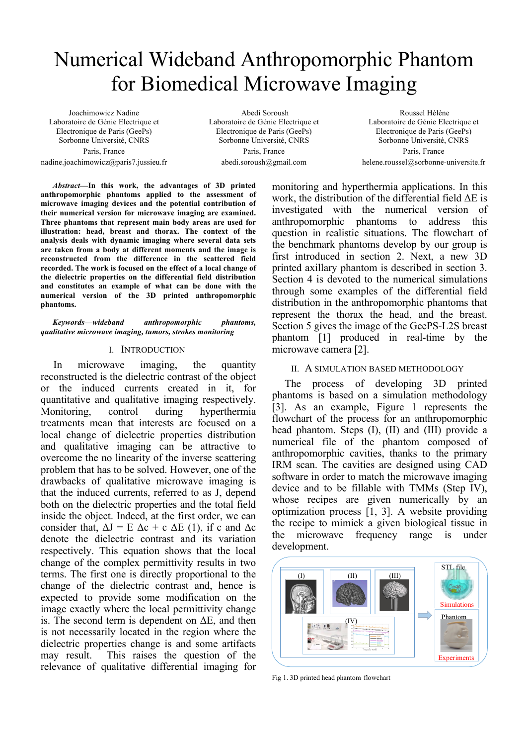# Numerical Wideband Anthropomorphic Phantom for Biomedical Microwave Imaging

Joachimowicz Nadine
Laboratoire de Génie Electrique et Electronique de Paris (GeePs)
Sorbonne Université, CNRS
Paris, France
nadine.joachimowicz@paris7.jussieu.fr

Abedi Soroush
Laboratoire de Génie Electrique et Electronique de Paris (GeePs)
Sorbonne Université, CNRS
Paris, France
abedi.soroush@gmail.com

Roussel Hélène
Laboratoire de Génie Electrique et Electronique de Paris (GeePs)
Sorbonne Université, CNRS
Paris, France
helene.roussel@sorbonne-universite.fr

***Abstract*—In this work, the advantages of 3D printed anthropomorphic phantoms applied to the assessment of microwave imaging devices and the potential contribution of their numerical version for microwave imaging are examined. Three phantoms that represent main body areas are used for illustration: head, breast and thorax. The context of the analysis deals with dynamic imaging where several data sets are taken from a body at different moments and the image is reconstructed from the difference in the scattered field recorded. The work is focused on the effect of a local change of the dielectric properties on the differential field distribution and constitutes an example of what can be done with the numerical version of the 3D printed anthropomorphic phantoms.**

***Keywords*—*wideband anthropomorphic phantoms, qualitative microwave imaging, tumors, strokes monitoring***

## I. Introduction

In microwave imaging, the quantity reconstructed is the dielectric contrast of the object or the induced currents created in it, for quantitative and qualitative imaging respectively. Monitoring, control during hyperthermia treatments mean that interests are focused on a local change of dielectric properties distribution and qualitative imaging can be attractive to overcome the no linearity of the inverse scattering problem that has to be solved. However, one of the drawbacks of qualitative microwave imaging is that the induced currents, referred to as J, depend both on the dielectric properties and the total field inside the object. Indeed, at the first order, we can consider that, $\Delta J = E\ \Delta c + c\ \Delta E$ (1), if c and $\Delta c$ denote the dielectric contrast and its variation respectively. This equation shows that the local change of the complex permittivity results in two terms. The first one is directly proportional to the change of the dielectric contrast and, hence is expected to provide some modification on the image exactly where the local permittivity change is. The second term is dependent on $\Delta E$, and then is not necessarily located in the region where the dielectric properties change is and some artifacts may result. This raises the question of the relevance of qualitative differential imaging for monitoring and hyperthermia applications. In this work, the distribution of the differential field $\Delta E$ is investigated with the numerical version of anthropomorphic phantoms to address this question in realistic situations. The flowchart of the benchmark phantoms develop by our group is first introduced in section 2. Next, a new 3D printed axillary phantom is described in section 3. Section 4 is devoted to the numerical simulations through some examples of the differential field distribution in the anthropomorphic phantoms that represent the thorax the head, and the breast. Section 5 gives the image of the GeePS-L2S breast phantom [1] produced in real-time by the microwave camera [2].

## II. A Simulation Based Methodology

The process of developing 3D printed phantoms is based on a simulation methodology [3]. As an example, Figure 1 represents the flowchart of the process for an anthropomorphic head phantom. Steps (I), (II) and (III) provide a numerical file of the phantom composed of anthropomorphic cavities, thanks to the primary IRM scan. The cavities are designed using CAD software in order to match the microwave imaging device and to be fillable with TMMs (Step IV), whose recipes are given numerically by an optimization process [1, 3]. A website providing the recipe to mimick a given biological tissue in the microwave frequency range is under development.

Fig 1. 3D printed head phantom flowchart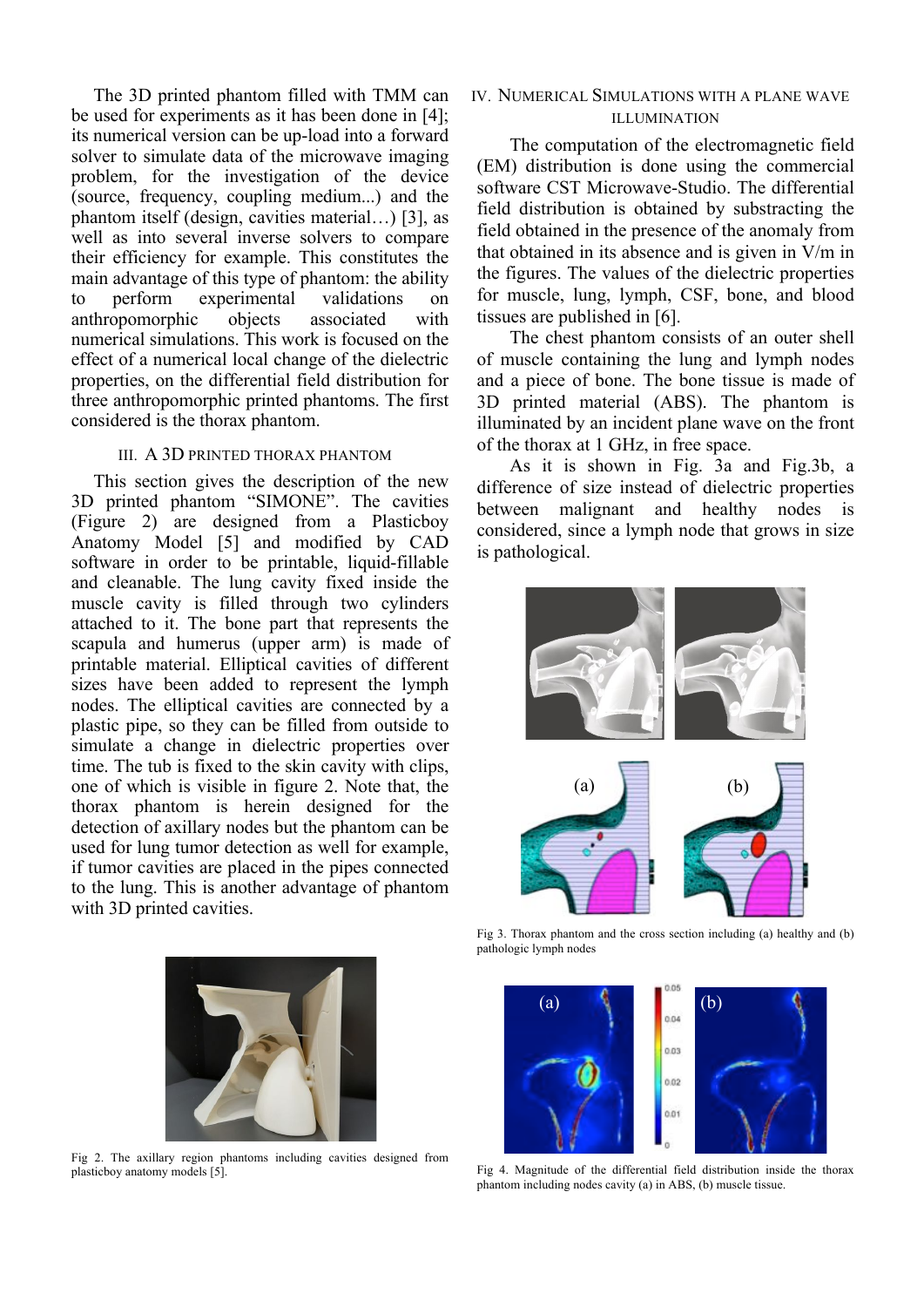The 3D printed phantom filled with TMM can be used for experiments as it has been done in [4]; its numerical version can be up-load into a forward solver to simulate data of the microwave imaging problem, for the investigation of the device (source, frequency, coupling medium...) and the phantom itself (design, cavities material…) [3], as well as into several inverse solvers to compare their efficiency for example. This constitutes the main advantage of this type of phantom: the ability to perform experimental validations on anthropomorphic objects associated with numerical simulations. This work is focused on the effect of a numerical local change of the dielectric properties, on the differential field distribution for three anthropomorphic printed phantoms. The first considered is the thorax phantom.

## III. A 3D PRINTED THORAX PHANTOM

This section gives the description of the new 3D printed phantom "SIMONE". The cavities (Figure 2) are designed from a Plasticboy Anatomy Model [5] and modified by CAD software in order to be printable, liquid-fillable and cleanable. The lung cavity fixed inside the muscle cavity is filled through two cylinders attached to it. The bone part that represents the scapula and humerus (upper arm) is made of printable material. Elliptical cavities of different sizes have been added to represent the lymph nodes. The elliptical cavities are connected by a plastic pipe, so they can be filled from outside to simulate a change in dielectric properties over time. The tub is fixed to the skin cavity with clips, one of which is visible in figure 2. Note that, the thorax phantom is herein designed for the detection of axillary nodes but the phantom can be used for lung tumor detection as well for example, if tumor cavities are placed in the pipes connected to the lung. This is another advantage of phantom with 3D printed cavities.

Fig 2. The axillary region phantoms including cavities designed from plasticboy anatomy models [5].

## IV. NUMERICAL SIMULATIONS WITH A PLANE WAVE ILLUMINATION

The computation of the electromagnetic field (EM) distribution is done using the commercial software CST Microwave-Studio. The differential field distribution is obtained by substracting the field obtained in the presence of the anomaly from that obtained in its absence and is given in V/m in the figures. The values of the dielectric properties for muscle, lung, lymph, CSF, bone, and blood tissues are published in [6].

The chest phantom consists of an outer shell of muscle containing the lung and lymph nodes and a piece of bone. The bone tissue is made of 3D printed material (ABS). The phantom is illuminated by an incident plane wave on the front of the thorax at 1 GHz, in free space.

As it is shown in Fig. 3a and Fig.3b, a difference of size instead of dielectric properties between malignant and healthy nodes is considered, since a lymph node that grows in size is pathological.

Fig 3. Thorax phantom and the cross section including (a) healthy and (b) pathologic lymph nodes

Fig 4. Magnitude of the differential field distribution inside the thorax phantom including nodes cavity (a) in ABS, (b) muscle tissue.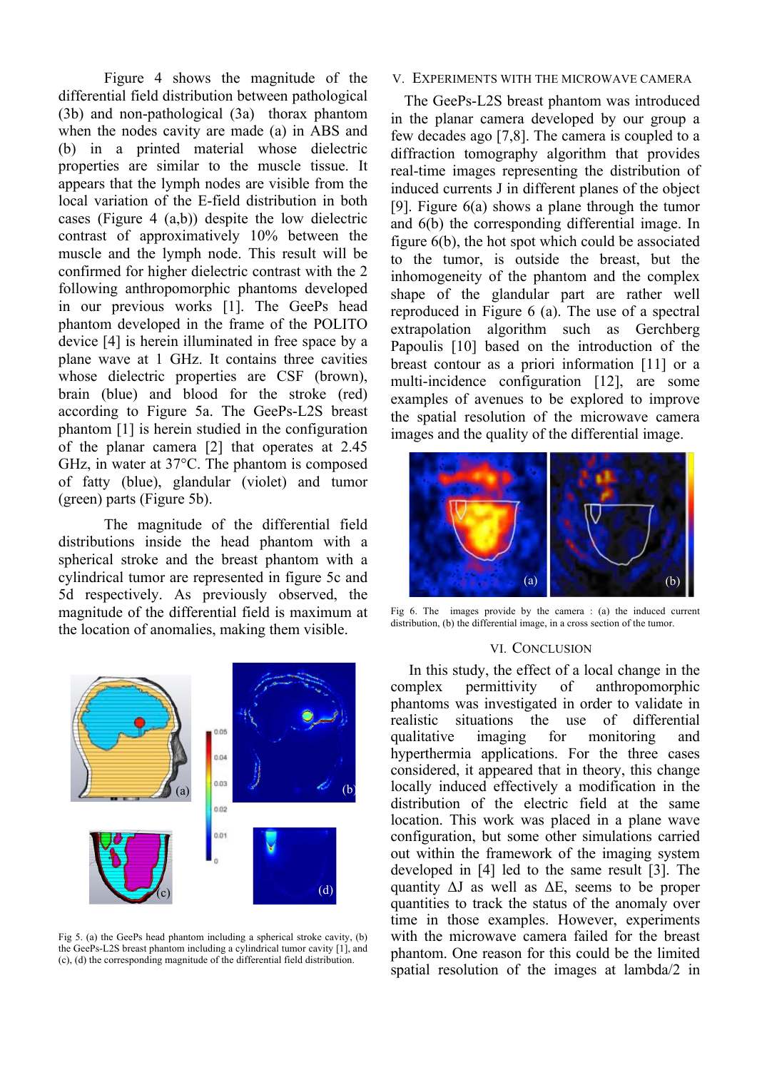Figure 4 shows the magnitude of the differential field distribution between pathological (3b) and non-pathological (3a) thorax phantom when the nodes cavity are made (a) in ABS and (b) in a printed material whose dielectric properties are similar to the muscle tissue. It appears that the lymph nodes are visible from the local variation of the E-field distribution in both cases (Figure 4 (a,b)) despite the low dielectric contrast of approximatively 10% between the muscle and the lymph node. This result will be confirmed for higher dielectric contrast with the 2 following anthropomorphic phantoms developed in our previous works [1]. The GeePs head phantom developed in the frame of the POLITO device [4] is herein illuminated in free space by a plane wave at 1 GHz. It contains three cavities whose dielectric properties are CSF (brown), brain (blue) and blood for the stroke (red) according to Figure 5a. The GeePs-L2S breast phantom [1] is herein studied in the configuration of the planar camera [2] that operates at 2.45 GHz, in water at 37°C. The phantom is composed of fatty (blue), glandular (violet) and tumor (green) parts (Figure 5b).

The magnitude of the differential field distributions inside the head phantom with a spherical stroke and the breast phantom with a cylindrical tumor are represented in figure 5c and 5d respectively. As previously observed, the magnitude of the differential field is maximum at the location of anomalies, making them visible.

Fig 5. (a) the GeePs head phantom including a spherical stroke cavity, (b) the GeePs-L2S breast phantom including a cylindrical tumor cavity [1], and (c), (d) the corresponding magnitude of the differential field distribution.

## V. Experiments with the Microwave Camera

The GeePs-L2S breast phantom was introduced in the planar camera developed by our group a few decades ago [7,8]. The camera is coupled to a diffraction tomography algorithm that provides real-time images representing the distribution of induced currents J in different planes of the object [9]. Figure 6(a) shows a plane through the tumor and 6(b) the corresponding differential image. In figure 6(b), the hot spot which could be associated to the tumor, is outside the breast, but the inhomogeneity of the phantom and the complex shape of the glandular part are rather well reproduced in Figure 6 (a). The use of a spectral extrapolation algorithm such as Gerchberg Papoulis [10] based on the introduction of the breast contour as a priori information [11] or a multi-incidence configuration [12], are some examples of avenues to be explored to improve the spatial resolution of the microwave camera images and the quality of the differential image.

Fig 6. The images provide by the camera : (a) the induced current distribution, (b) the differential image, in a cross section of the tumor.

## VI. Conclusion

In this study, the effect of a local change in the complex permittivity of anthropomorphic phantoms was investigated in order to validate in realistic situations the use of differential qualitative imaging for monitoring and hyperthermia applications. For the three cases considered, it appeared that in theory, this change locally induced effectively a modification in the distribution of the electric field at the same location. This work was placed in a plane wave configuration, but some other simulations carried out within the framework of the imaging system developed in [4] led to the same result [3]. The quantity $\Delta J$ as well as $\Delta E$, seems to be proper quantities to track the status of the anomaly over time in those examples. However, experiments with the microwave camera failed for the breast phantom. One reason for this could be the limited spatial resolution of the images at lambda/2 in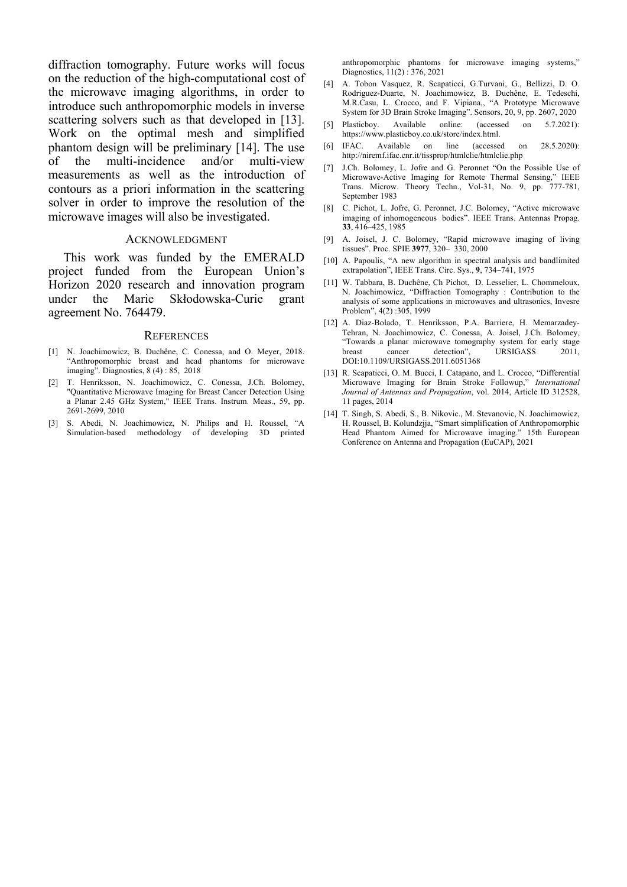diffraction tomography. Future works will focus on the reduction of the high-computational cost of the microwave imaging algorithms, in order to introduce such anthropomorphic models in inverse scattering solvers such as that developed in [13]. Work on the optimal mesh and simplified phantom design will be preliminary [14]. The use of the multi-incidence and/or multi-view measurements as well as the introduction of contours as a priori information in the scattering solver in order to improve the resolution of the microwave images will also be investigated.

## Acknowledgment

This work was funded by the EMERALD project funded from the European Union's Horizon 2020 research and innovation program under the Marie Skłodowska-Curie grant agreement No. 764479.

## References

[1] N. Joachimowicz, B. Duchêne, C. Conessa, and O. Meyer, 2018. "Anthropomorphic breast and head phantoms for microwave imaging". Diagnostics, 8 (4) : 85, 2018

[2] T. Henriksson, N. Joachimowicz, C. Conessa, J.Ch. Bolomey, "Quantitative Microwave Imaging for Breast Cancer Detection Using a Planar 2.45 GHz System," IEEE Trans. Instrum. Meas., 59, pp. 2691-2699, 2010

[3] S. Abedi, N. Joachimowicz, N. Philips and H. Roussel, "A Simulation-based methodology of developing 3D printed anthropomorphic phantoms for microwave imaging systems," Diagnostics, 11(2) : 376, 2021

[4] A. Tobon Vasquez, R. Scapaticci, G.Turvani, G., Bellizzi, D. O. Rodriguez-Duarte, N. Joachimowicz, B. Duchêne, E. Tedeschi, M.R.Casu, L. Crocco, and F. Vipiana,, "A Prototype Microwave System for 3D Brain Stroke Imaging". Sensors, 20, 9, pp. 2607, 2020

[5] Plasticboy. Available online: (accessed on 5.7.2021): https://www.plasticboy.co.uk/store/index.html.

[6] IFAC. Available on line (accessed on 28.5.2020): http://niremf.ifac.cnr.it/tissprop/htmlclie/htmlclie.php

[7] J.Ch. Bolomey, L. Jofre and G. Peronnet "On the Possible Use of Microwave-Active Imaging for Remote Thermal Sensing," IEEE Trans. Microw. Theory Techn., Vol-31, No. 9, pp. 777-781, September 1983

[8] C. Pichot, L. Jofre, G. Peronnet, J.C. Bolomey, "Active microwave imaging of inhomogeneous bodies". IEEE Trans. Antennas Propag. **33**, 416–425, 1985

[9] A. Joisel, J. C. Bolomey, "Rapid microwave imaging of living tissues". Proc. SPIE **3977**, 320– 330, 2000

[10] A. Papoulis, "A new algorithm in spectral analysis and bandlimited extrapolation", IEEE Trans. Circ. Sys., **9**, 734–741, 1975

[11] W. Tabbara, B. Duchêne, Ch Pichot, D. Lesselier, L. Chommeloux, N. Joachimowicz, "Diffraction Tomography : Contribution to the analysis of some applications in microwaves and ultrasonics, Invesre Problem", 4(2) :305, 1999

[12] A. Diaz-Bolado, T. Henriksson, P.A. Barriere, H. Memarzadey-Tehran, N. Joachimowicz, C. Conessa, A. Joisel, J.Ch. Bolomey, "Towards a planar microwave tomography system for early stage breast cancer detection", URSIGASS 2011, DOI:10.1109/URSIGASS.2011.6051368

[13] R. Scapaticci, O. M. Bucci, I. Catapano, and L. Crocco, "Differential Microwave Imaging for Brain Stroke Followup," *International Journal of Antennas and Propagation*, vol. 2014, Article ID 312528, 11 pages, 2014

[14] T. Singh, S. Abedi, S., B. Nikovic., M. Stevanovic, N. Joachimowicz, H. Roussel, B. Kolundzjja, "Smart simplification of Anthropomorphic Head Phantom Aimed for Microwave imaging." 15th European Conference on Antenna and Propagation (EuCAP), 2021